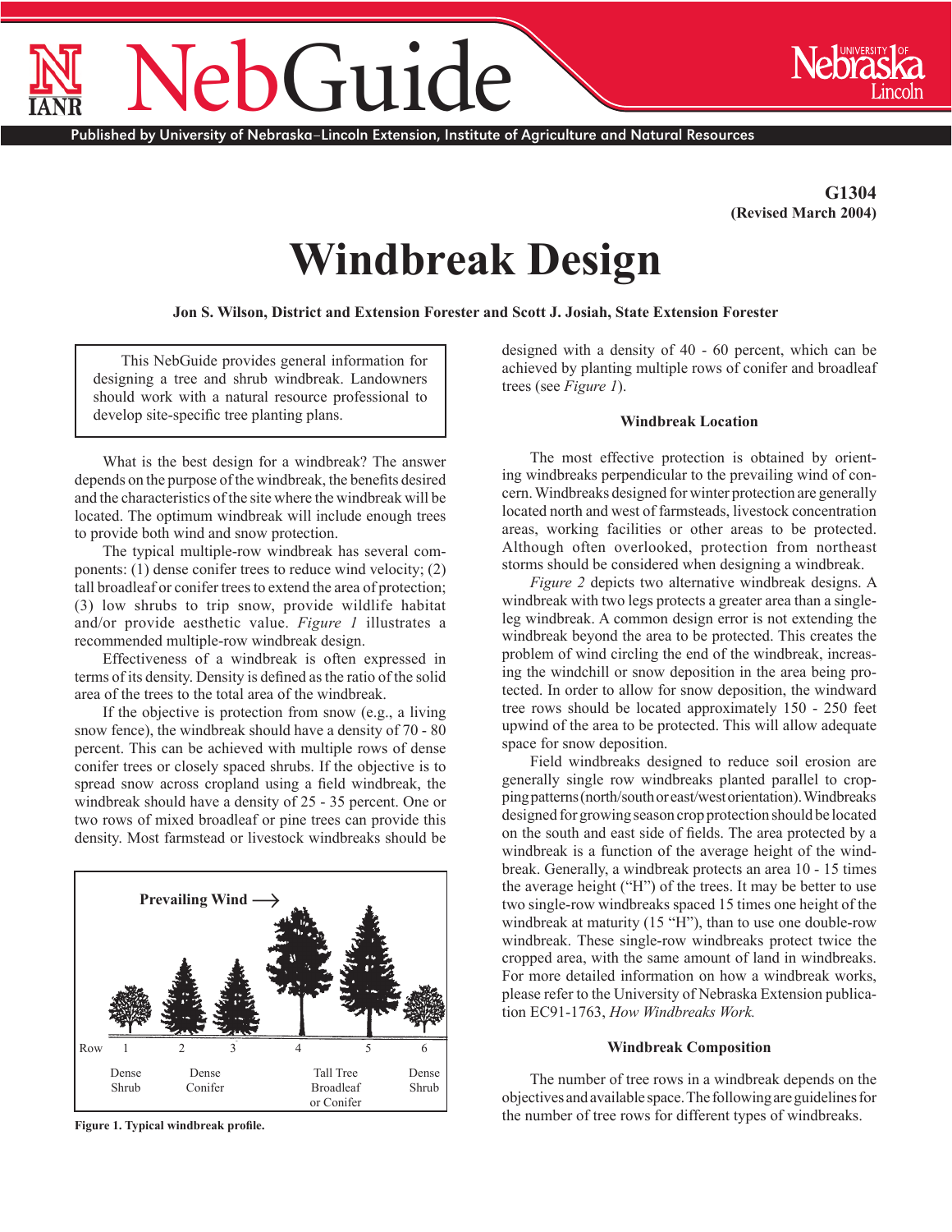G1304
(Revised March 2004)

# Windbreak Design

**Jon S. Wilson, District and Extension Forester and Scott J. Josiah, State Extension Forester**

> This NebGuide provides general information for designing a tree and shrub windbreak. Landowners should work with a natural resource professional to develop site-specific tree planting plans.

What is the best design for a windbreak? The answer depends on the purpose of the windbreak, the benefits desired and the characteristics of the site where the windbreak will be located. The optimum windbreak will include enough trees to provide both wind and snow protection.

The typical multiple-row windbreak has several components: (1) dense conifer trees to reduce wind velocity; (2) tall broadleaf or conifer trees to extend the area of protection; (3) low shrubs to trip snow, provide wildlife habitat and/or provide aesthetic value. *Figure 1* illustrates a recommended multiple-row windbreak design.

Effectiveness of a windbreak is often expressed in terms of its density. Density is defined as the ratio of the solid area of the trees to the total area of the windbreak.

If the objective is protection from snow (e.g., a living snow fence), the windbreak should have a density of 70 - 80 percent. This can be achieved with multiple rows of dense conifer trees or closely spaced shrubs. If the objective is to spread snow across cropland using a field windbreak, the windbreak should have a density of 25 - 35 percent. One or two rows of mixed broadleaf or pine trees can provide this density. Most farmstead or livestock windbreaks should be designed with a density of 40 - 60 percent, which can be achieved by planting multiple rows of conifer and broadleaf trees (see *Figure 1*).

Prevailing Wind →

| Row | 1 | 2 | 3 | 4 | 5 | 6 |
|---|---|---|---|---|---|---|
| | Dense Shrub | Dense Conifer | | Tall Tree Broadleaf or Conifer | | Dense Shrub |

**Figure 1. Typical windbreak profile.**

### Windbreak Location

The most effective protection is obtained by orienting windbreaks perpendicular to the prevailing wind of concern. Windbreaks designed for winter protection are generally located north and west of farmsteads, livestock concentration areas, working facilities or other areas to be protected. Although often overlooked, protection from northeast storms should be considered when designing a windbreak.

*Figure 2* depicts two alternative windbreak designs. A windbreak with two legs protects a greater area than a single-leg windbreak. A common design error is not extending the windbreak beyond the area to be protected. This creates the problem of wind circling the end of the windbreak, increasing the windchill or snow deposition in the area being protected. In order to allow for snow deposition, the windward tree rows should be located approximately 150 - 250 feet upwind of the area to be protected. This will allow adequate space for snow deposition.

Field windbreaks designed to reduce soil erosion are generally single row windbreaks planted parallel to cropping patterns (north/south or east/west orientation). Windbreaks designed for growing season crop protection should be located on the south and east side of fields. The area protected by a windbreak is a function of the average height of the windbreak. Generally, a windbreak protects an area 10 - 15 times the average height ("H") of the trees. It may be better to use two single-row windbreaks spaced 15 times one height of the windbreak at maturity (15 "H"), than to use one double-row windbreak. These single-row windbreaks protect twice the cropped area, with the same amount of land in windbreaks. For more detailed information on how a windbreak works, please refer to the University of Nebraska Extension publication EC91-1763, *How Windbreaks Work.*

### Windbreak Composition

The number of tree rows in a windbreak depends on the objectives and available space. The following are guidelines for the number of tree rows for different types of windbreaks.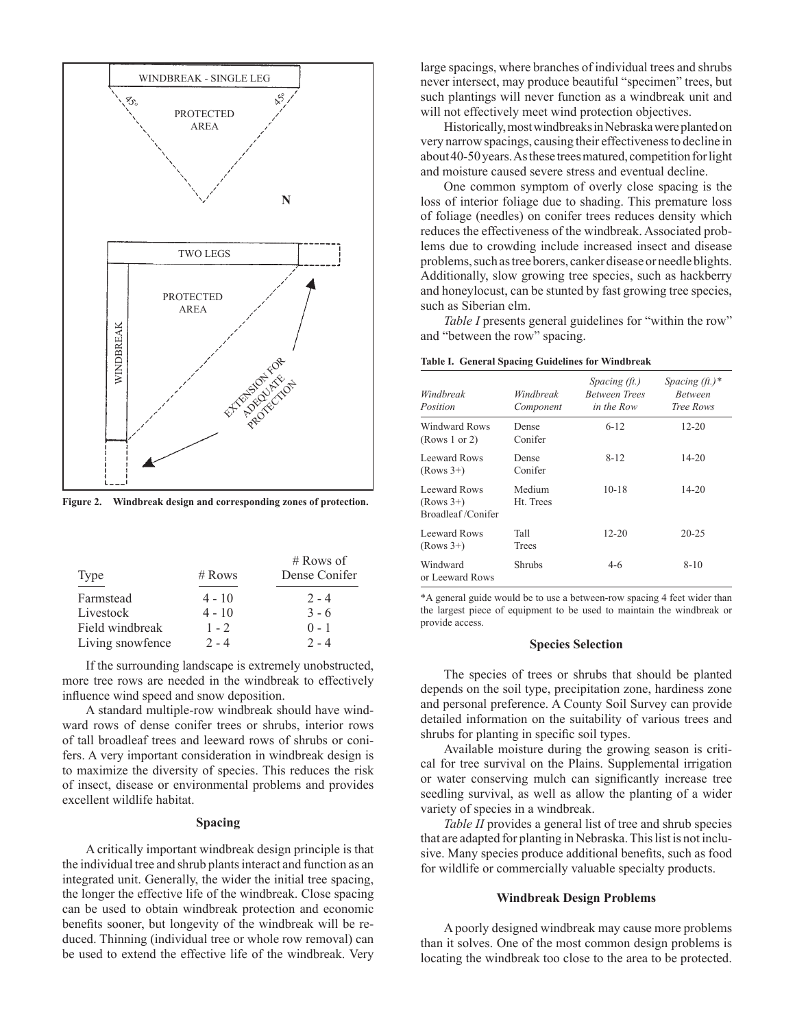Figure 2. Windbreak design and corresponding zones of protection.

| Type | # Rows | # Rows of Dense Conifer |
|---|---|---|
| Farmstead | 4 - 10 | 2 - 4 |
| Livestock | 4 - 10 | 3 - 6 |
| Field windbreak | 1 - 2 | 0 - 1 |
| Living snowfence | 2 - 4 | 2 - 4 |

If the surrounding landscape is extremely unobstructed, more tree rows are needed in the windbreak to effectively influence wind speed and snow deposition.

A standard multiple-row windbreak should have windward rows of dense conifer trees or shrubs, interior rows of tall broadleaf trees and leeward rows of shrubs or conifers. A very important consideration in windbreak design is to maximize the diversity of species. This reduces the risk of insect, disease or environmental problems and provides excellent wildlife habitat.

### Spacing

A critically important windbreak design principle is that the individual tree and shrub plants interact and function as an integrated unit. Generally, the wider the initial tree spacing, the longer the effective life of the windbreak. Close spacing can be used to obtain windbreak protection and economic benefits sooner, but longevity of the windbreak will be reduced. Thinning (individual tree or whole row removal) can be used to extend the effective life of the windbreak. Very large spacings, where branches of individual trees and shrubs never intersect, may produce beautiful "specimen" trees, but such plantings will never function as a windbreak unit and will not effectively meet wind protection objectives.

Historically, most windbreaks in Nebraska were planted on very narrow spacings, causing their effectiveness to decline in about 40-50 years. As these trees matured, competition for light and moisture caused severe stress and eventual decline.

One common symptom of overly close spacing is the loss of interior foliage due to shading. This premature loss of foliage (needles) on conifer trees reduces density which reduces the effectiveness of the windbreak. Associated problems due to crowding include increased insect and disease problems, such as tree borers, canker disease or needle blights. Additionally, slow growing tree species, such as hackberry and honeylocust, can be stunted by fast growing tree species, such as Siberian elm.

*Table I* presents general guidelines for "within the row" and "between the row" spacing.

**Table I. General Spacing Guidelines for Windbreak**

| *Windbreak Position* | *Windbreak Component* | *Spacing (ft.) Between Trees in the Row* | *Spacing (ft.)\* Between Tree Rows* |
|---|---|---|---|
| Windward Rows (Rows 1 or 2) | Dense Conifer | 6-12 | 12-20 |
| Leeward Rows (Rows 3+) | Dense Conifer | 8-12 | 14-20 |
| Leeward Rows (Rows 3+) Broadleaf /Conifer | Medium Ht. Trees | 10-18 | 14-20 |
| Leeward Rows (Rows 3+) | Tall Trees | 12-20 | 20-25 |
| Windward or Leeward Rows | Shrubs | 4-6 | 8-10 |

*A general guide would be to use a between-row spacing 4 feet wider than the largest piece of equipment to be used to maintain the windbreak or provide access.

### Species Selection

The species of trees or shrubs that should be planted depends on the soil type, precipitation zone, hardiness zone and personal preference. A County Soil Survey can provide detailed information on the suitability of various trees and shrubs for planting in specific soil types.

Available moisture during the growing season is critical for tree survival on the Plains. Supplemental irrigation or water conserving mulch can significantly increase tree seedling survival, as well as allow the planting of a wider variety of species in a windbreak.

*Table II* provides a general list of tree and shrub species that are adapted for planting in Nebraska. This list is not inclusive. Many species produce additional benefits, such as food for wildlife or commercially valuable specialty products.

### Windbreak Design Problems

A poorly designed windbreak may cause more problems than it solves. One of the most common design problems is locating the windbreak too close to the area to be protected.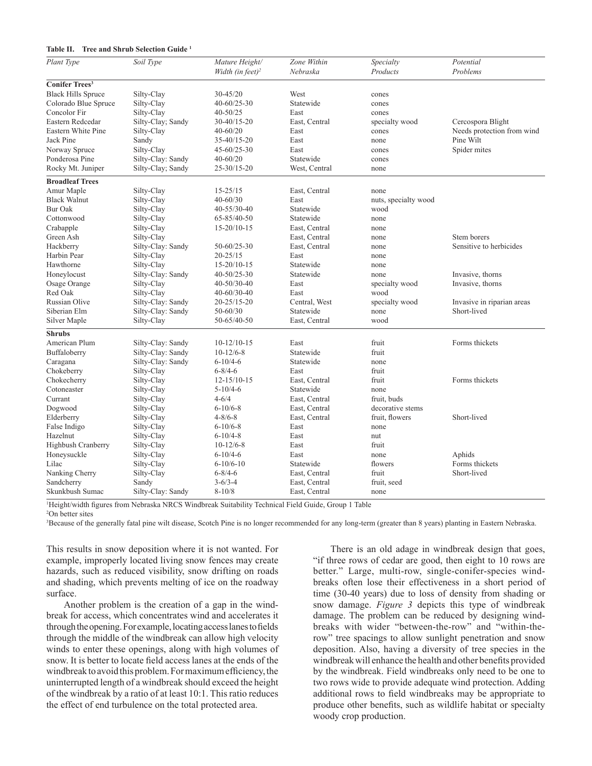**Table II. Tree and Shrub Selection Guide [1]**

| *Plant Type* | *Soil Type* | *Mature Height/ Width (in feet)*[2] | *Zone Within Nebraska* | *Specialty Products* | *Potential Problems* |
|---|---|---|---|---|---|
| **Conifer Trees**[3] | | | | | |
| Black Hills Spruce | Silty-Clay | 30-45/20 | West | cones | |
| Colorado Blue Spruce | Silty-Clay | 40-60/25-30 | Statewide | cones | |
| Concolor Fir | Silty-Clay | 40-50/25 | East | cones | |
| Eastern Redcedar | Silty-Clay; Sandy | 30-40/15-20 | East, Central | specialty wood | Cercospora Blight |
| Eastern White Pine | Silty-Clay | 40-60/20 | East | cones | Needs protection from wind |
| Jack Pine | Sandy | 35-40/15-20 | East | none | Pine Wilt |
| Norway Spruce | Silty-Clay | 45-60/25-30 | East | cones | Spider mites |
| Ponderosa Pine | Silty-Clay: Sandy | 40-60/20 | Statewide | cones | |
| Rocky Mt. Juniper | Silty-Clay; Sandy | 25-30/15-20 | West, Central | none | |
| **Broadleaf Trees** | | | | | |
| Amur Maple | Silty-Clay | 15-25/15 | East, Central | none | |
| Black Walnut | Silty-Clay | 40-60/30 | East | nuts, specialty wood | |
| Bur Oak | Silty-Clay | 40-55/30-40 | Statewide | wood | |
| Cottonwood | Silty-Clay | 65-85/40-50 | Statewide | none | |
| Crabapple | Silty-Clay | 15-20/10-15 | East, Central | none | |
| Green Ash | Silty-Clay | | East, Central | none | Stem borers |
| Hackberry | Silty-Clay: Sandy | 50-60/25-30 | East, Central | none | Sensitive to herbicides |
| Harbin Pear | Silty-Clay | 20-25/15 | East | none | |
| Hawthorne | Silty-Clay | 15-20/10-15 | Statewide | none | |
| Honeylocust | Silty-Clay: Sandy | 40-50/25-30 | Statewide | none | Invasive, thorns |
| Osage Orange | Silty-Clay | 40-50/30-40 | East | specialty wood | Invasive, thorns |
| Red Oak | Silty-Clay | 40-60/30-40 | East | wood | |
| Russian Olive | Silty-Clay: Sandy | 20-25/15-20 | Central, West | specialty wood | Invasive in riparian areas |
| Siberian Elm | Silty-Clay: Sandy | 50-60/30 | Statewide | none | Short-lived |
| Silver Maple | Silty-Clay | 50-65/40-50 | East, Central | wood | |
| **Shrubs** | | | | | |
| American Plum | Silty-Clay: Sandy | 10-12/10-15 | East | fruit | Forms thickets |
| Buffaloberry | Silty-Clay: Sandy | 10-12/6-8 | Statewide | fruit | |
| Caragana | Silty-Clay: Sandy | 6-10/4-6 | Statewide | none | |
| Chokeberry | Silty-Clay | 6-8/4-6 | East | fruit | |
| Chokecherry | Silty-Clay | 12-15/10-15 | East, Central | fruit | Forms thickets |
| Cotoneaster | Silty-Clay | 5-10/4-6 | Statewide | none | |
| Currant | Silty-Clay | 4-6/4 | East, Central | fruit, buds | |
| Dogwood | Silty-Clay | 6-10/6-8 | East, Central | decorative stems | |
| Elderberry | Silty-Clay | 4-8/6-8 | East, Central | fruit, flowers | Short-lived |
| False Indigo | Silty-Clay | 6-10/6-8 | East | none | |
| Hazelnut | Silty-Clay | 6-10/4-8 | East | nut | |
| Highbush Cranberry | Silty-Clay | 10-12/6-8 | East | fruit | |
| Honeysuckle | Silty-Clay | 6-10/4-6 | East | none | Aphids |
| Lilac | Silty-Clay | 6-10/6-10 | Statewide | flowers | Forms thickets |
| Nanking Cherry | Silty-Clay | 6-8/4-6 | East, Central | fruit | Short-lived |
| Sandcherry | Sandy | 3-6/3-4 | East, Central | fruit, seed | |
| Skunkbush Sumac | Silty-Clay: Sandy | 8-10/8 | East, Central | none | |

[1] Height/width figures from Nebraska NRCS Windbreak Suitability Technical Field Guide, Group 1 Table

[2] On better sites

[3] Because of the generally fatal pine wilt disease, Scotch Pine is no longer recommended for any long-term (greater than 8 years) planting in Eastern Nebraska.

This results in snow deposition where it is not wanted. For example, improperly located living snow fences may create hazards, such as reduced visibility, snow drifting on roads and shading, which prevents melting of ice on the roadway surface.

Another problem is the creation of a gap in the windbreak for access, which concentrates wind and accelerates it through the opening. For example, locating access lanes to fields through the middle of the windbreak can allow high velocity winds to enter these openings, along with high volumes of snow. It is better to locate field access lanes at the ends of the windbreak to avoid this problem. For maximum efficiency, the uninterrupted length of a windbreak should exceed the height of the windbreak by a ratio of at least 10:1. This ratio reduces the effect of end turbulence on the total protected area.

There is an old adage in windbreak design that goes, "if three rows of cedar are good, then eight to 10 rows are better." Large, multi-row, single-conifer-species windbreaks often lose their effectiveness in a short period of time (30-40 years) due to loss of density from shading or snow damage. *Figure 3* depicts this type of windbreak damage. The problem can be reduced by designing windbreaks with wider "between-the-row" and "within-the-row" tree spacings to allow sunlight penetration and snow deposition. Also, having a diversity of tree species in the windbreak will enhance the health and other benefits provided by the windbreak. Field windbreaks only need to be one to two rows wide to provide adequate wind protection. Adding additional rows to field windbreaks may be appropriate to produce other benefits, such as wildlife habitat or specialty woody crop production.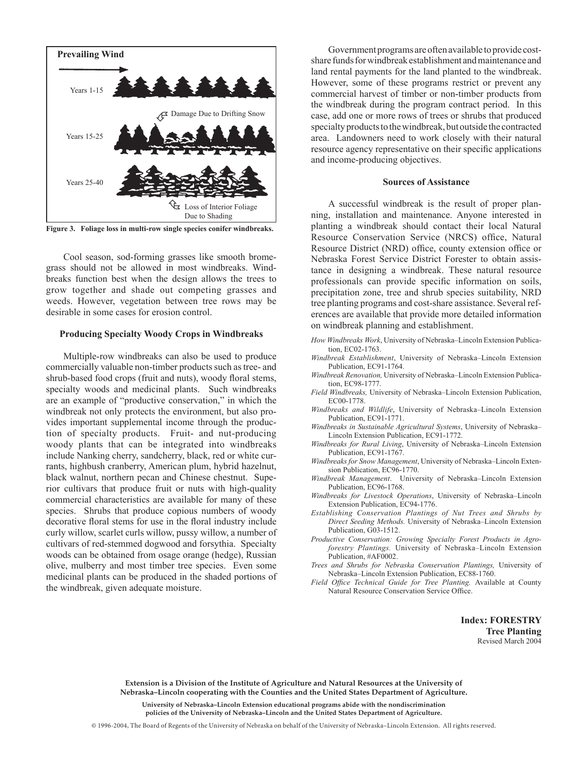Prevailing Wind

Years 1-15

Damage Due to Drifting Snow

Years 15-25

Years 25-40

Loss of Interior Foliage Due to Shading

**Figure 3. Foliage loss in multi-row single species conifer windbreaks.**

Cool season, sod-forming grasses like smooth bromegrass should not be allowed in most windbreaks. Windbreaks function best when the design allows the trees to grow together and shade out competing grasses and weeds. However, vegetation between tree rows may be desirable in some cases for erosion control.

### Producing Specialty Woody Crops in Windbreaks

Multiple-row windbreaks can also be used to produce commercially valuable non-timber products such as tree- and shrub-based food crops (fruit and nuts), woody floral stems, specialty woods and medicinal plants. Such windbreaks are an example of "productive conservation," in which the windbreak not only protects the environment, but also provides important supplemental income through the production of specialty products. Fruit- and nut-producing woody plants that can be integrated into windbreaks include Nanking cherry, sandcherry, black, red or white currants, highbush cranberry, American plum, hybrid hazelnut, black walnut, northern pecan and Chinese chestnut. Superior cultivars that produce fruit or nuts with high-quality commercial characteristics are available for many of these species. Shrubs that produce copious numbers of woody decorative floral stems for use in the floral industry include curly willow, scarlet curls willow, pussy willow, a number of cultivars of red-stemmed dogwood and forsythia. Specialty woods can be obtained from osage orange (hedge), Russian olive, mulberry and most timber tree species. Even some medicinal plants can be produced in the shaded portions of the windbreak, given adequate moisture.

Government programs are often available to provide cost-share funds for windbreak establishment and maintenance and land rental payments for the land planted to the windbreak. However, some of these programs restrict or prevent any commercial harvest of timber or non-timber products from the windbreak during the program contract period. In this case, add one or more rows of trees or shrubs that produced specialty products to the windbreak, but outside the contracted area. Landowners need to work closely with their natural resource agency representative on their specific applications and income-producing objectives.

### Sources of Assistance

A successful windbreak is the result of proper planning, installation and maintenance. Anyone interested in planting a windbreak should contact their local Natural Resource Conservation Service (NRCS) office, Natural Resource District (NRD) office, county extension office or Nebraska Forest Service District Forester to obtain assistance in designing a windbreak. These natural resource professionals can provide specific information on soils, precipitation zone, tree and shrub species suitability, NRD tree planting programs and cost-share assistance. Several references are available that provide more detailed information on windbreak planning and establishment.

*How Windbreaks Work*, University of Nebraska–Lincoln Extension Publication, EC02-1763.

*Windbreak Establishment*, University of Nebraska–Lincoln Extension Publication, EC91-1764.

*Windbreak Renovation,* University of Nebraska–Lincoln Extension Publication, EC98-1777.

*Field Windbreaks,* University of Nebraska–Lincoln Extension Publication, EC00-1778.

*Windbreaks and Wildlife*, University of Nebraska–Lincoln Extension Publication, EC91-1771.

*Windbreaks in Sustainable Agricultural Systems*, University of Nebraska–Lincoln Extension Publication, EC91-1772.

*Windbreaks for Rural Living*, University of Nebraska–Lincoln Extension Publication, EC91-1767.

*Windbreaks for Snow Management*, University of Nebraska–Lincoln Extension Publication, EC96-1770.

*Windbreak Management*. University of Nebraska–Lincoln Extension Publication, EC96-1768.

*Windbreaks for Livestock Operations*, University of Nebraska–Lincoln Extension Publication, EC94-1776.

*Establishing Conservation Plantings of Nut Trees and Shrubs by Direct Seeding Methods.* University of Nebraska–Lincoln Extension Publication, G03-1512.

*Productive Conservation: Growing Specialty Forest Products in Agroforestry Plantings.* University of Nebraska–Lincoln Extension Publication, #AF0002.

*Trees and Shrubs for Nebraska Conservation Plantings,* University of Nebraska–Lincoln Extension Publication, EC88-1760.

*Field Office Technical Guide for Tree Planting.* Available at County Natural Resource Conservation Service Office.

**Index: FORESTRY**
**Tree Planting**
Revised March 2004

**Extension is a Division of the Institute of Agriculture and Natural Resources at the University of Nebraska–Lincoln cooperating with the Counties and the United States Department of Agriculture.**

**University of Nebraska–Lincoln Extension educational programs abide with the nondiscrimination policies of the University of Nebraska–Lincoln and the United States Department of Agriculture.**

© 1996-2004, The Board of Regents of the University of Nebraska on behalf of the University of Nebraska–Lincoln Extension. All rights reserved.